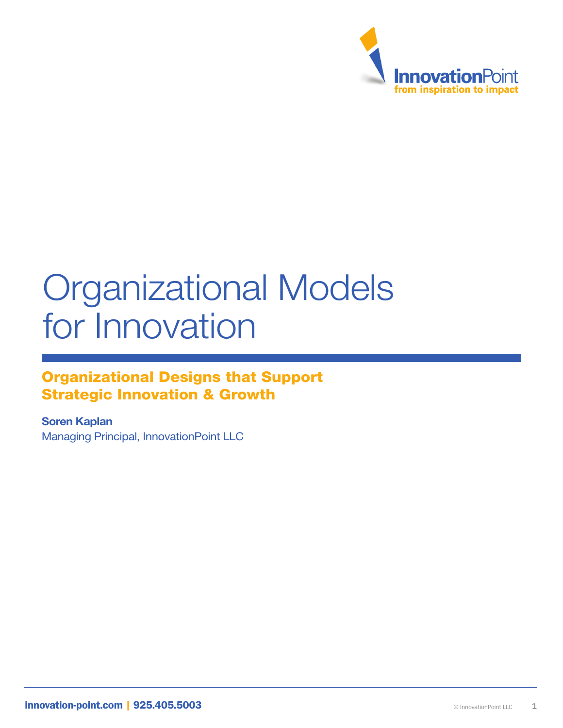InnovationPoint
from inspiration to impact

# Organizational Models for Innovation

## Organizational Designs that Support Strategic Innovation & Growth

**Soren Kaplan**
Managing Principal, InnovationPoint LLC

innovation-point.com | 925.405.5003

© InnovationPoint LLC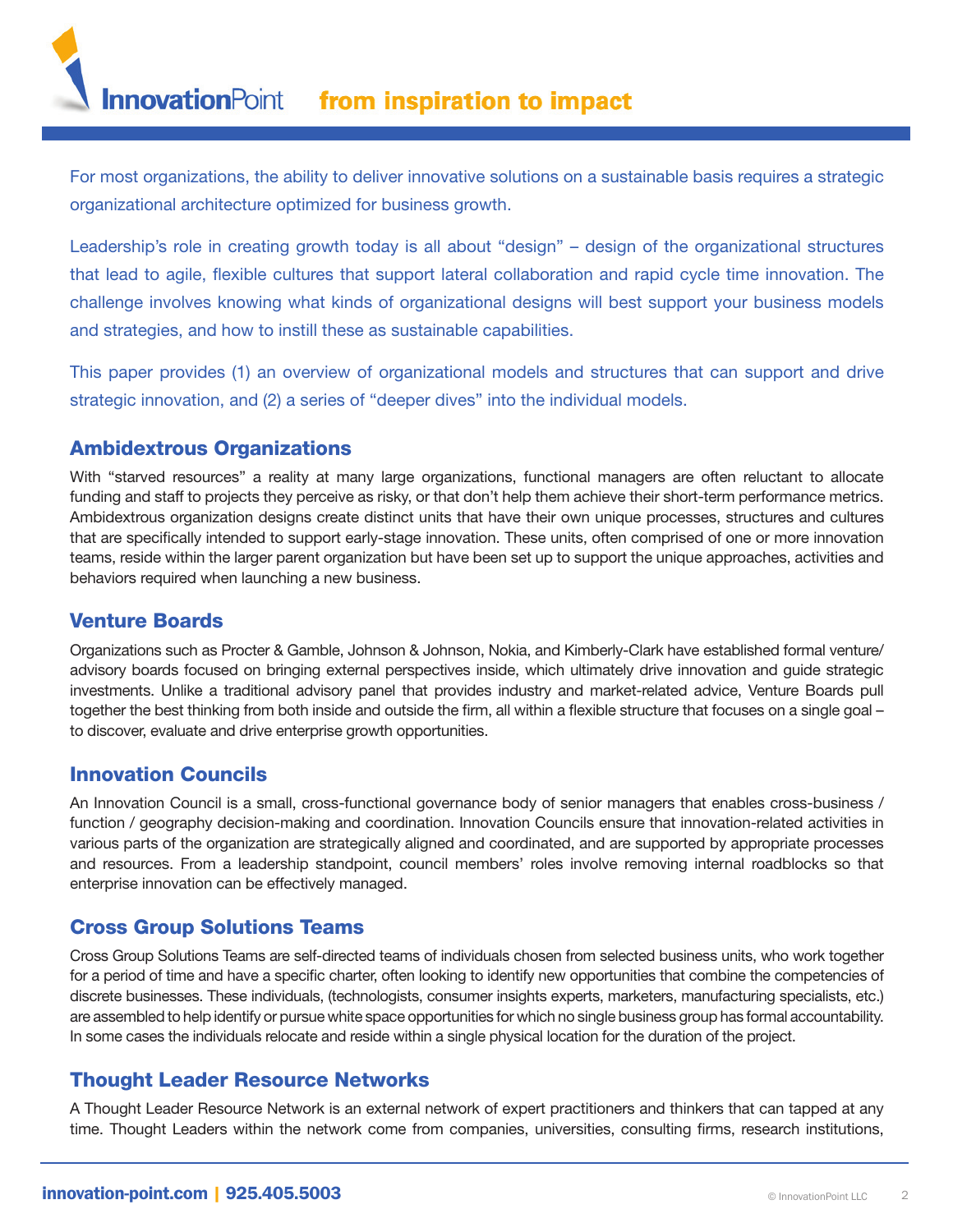For most organizations, the ability to deliver innovative solutions on a sustainable basis requires a strategic organizational architecture optimized for business growth.

Leadership's role in creating growth today is all about "design" – design of the organizational structures that lead to agile, flexible cultures that support lateral collaboration and rapid cycle time innovation. The challenge involves knowing what kinds of organizational designs will best support your business models and strategies, and how to instill these as sustainable capabilities.

This paper provides (1) an overview of organizational models and structures that can support and drive strategic innovation, and (2) a series of "deeper dives" into the individual models.

## Ambidextrous Organizations

With "starved resources" a reality at many large organizations, functional managers are often reluctant to allocate funding and staff to projects they perceive as risky, or that don't help them achieve their short-term performance metrics. Ambidextrous organization designs create distinct units that have their own unique processes, structures and cultures that are specifically intended to support early-stage innovation. These units, often comprised of one or more innovation teams, reside within the larger parent organization but have been set up to support the unique approaches, activities and behaviors required when launching a new business.

## Venture Boards

Organizations such as Procter & Gamble, Johnson & Johnson, Nokia, and Kimberly-Clark have established formal venture/ advisory boards focused on bringing external perspectives inside, which ultimately drive innovation and guide strategic investments. Unlike a traditional advisory panel that provides industry and market-related advice, Venture Boards pull together the best thinking from both inside and outside the firm, all within a flexible structure that focuses on a single goal – to discover, evaluate and drive enterprise growth opportunities.

## Innovation Councils

An Innovation Council is a small, cross-functional governance body of senior managers that enables cross-business / function / geography decision-making and coordination. Innovation Councils ensure that innovation-related activities in various parts of the organization are strategically aligned and coordinated, and are supported by appropriate processes and resources. From a leadership standpoint, council members' roles involve removing internal roadblocks so that enterprise innovation can be effectively managed.

## Cross Group Solutions Teams

Cross Group Solutions Teams are self-directed teams of individuals chosen from selected business units, who work together for a period of time and have a specific charter, often looking to identify new opportunities that combine the competencies of discrete businesses. These individuals, (technologists, consumer insights experts, marketers, manufacturing specialists, etc.) are assembled to help identify or pursue white space opportunities for which no single business group has formal accountability. In some cases the individuals relocate and reside within a single physical location for the duration of the project.

## Thought Leader Resource Networks

A Thought Leader Resource Network is an external network of expert practitioners and thinkers that can tapped at any time. Thought Leaders within the network come from companies, universities, consulting firms, research institutions,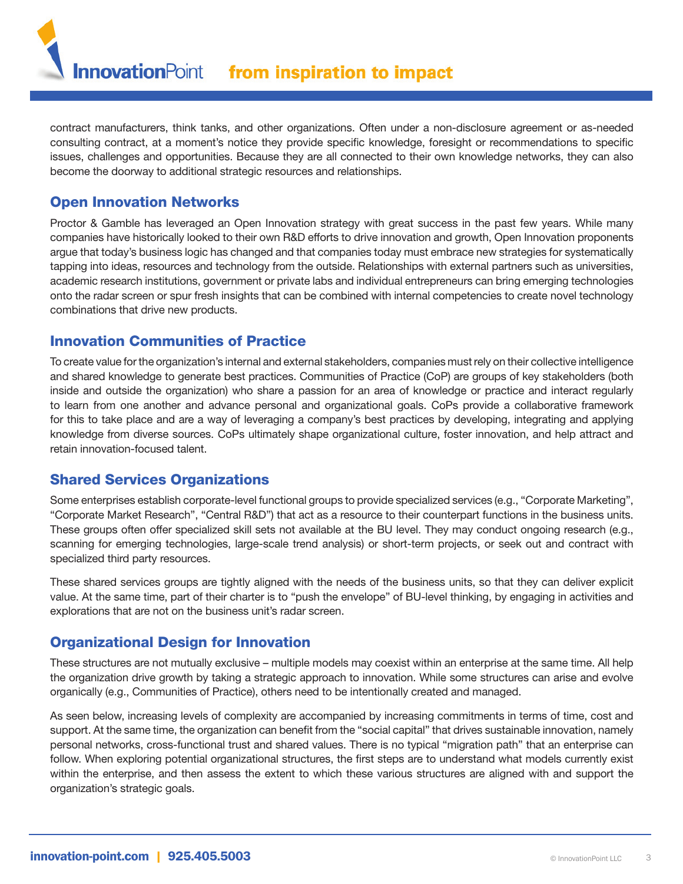contract manufacturers, think tanks, and other organizations. Often under a non-disclosure agreement or as-needed consulting contract, at a moment's notice they provide specific knowledge, foresight or recommendations to specific issues, challenges and opportunities. Because they are all connected to their own knowledge networks, they can also become the doorway to additional strategic resources and relationships.

## Open Innovation Networks

Proctor & Gamble has leveraged an Open Innovation strategy with great success in the past few years. While many companies have historically looked to their own R&D efforts to drive innovation and growth, Open Innovation proponents argue that today's business logic has changed and that companies today must embrace new strategies for systematically tapping into ideas, resources and technology from the outside. Relationships with external partners such as universities, academic research institutions, government or private labs and individual entrepreneurs can bring emerging technologies onto the radar screen or spur fresh insights that can be combined with internal competencies to create novel technology combinations that drive new products.

## Innovation Communities of Practice

To create value for the organization's internal and external stakeholders, companies must rely on their collective intelligence and shared knowledge to generate best practices. Communities of Practice (CoP) are groups of key stakeholders (both inside and outside the organization) who share a passion for an area of knowledge or practice and interact regularly to learn from one another and advance personal and organizational goals. CoPs provide a collaborative framework for this to take place and are a way of leveraging a company's best practices by developing, integrating and applying knowledge from diverse sources. CoPs ultimately shape organizational culture, foster innovation, and help attract and retain innovation-focused talent.

## Shared Services Organizations

Some enterprises establish corporate-level functional groups to provide specialized services (e.g., "Corporate Marketing", "Corporate Market Research", "Central R&D") that act as a resource to their counterpart functions in the business units. These groups often offer specialized skill sets not available at the BU level. They may conduct ongoing research (e.g., scanning for emerging technologies, large-scale trend analysis) or short-term projects, or seek out and contract with specialized third party resources.

These shared services groups are tightly aligned with the needs of the business units, so that they can deliver explicit value. At the same time, part of their charter is to "push the envelope" of BU-level thinking, by engaging in activities and explorations that are not on the business unit's radar screen.

## Organizational Design for Innovation

These structures are not mutually exclusive – multiple models may coexist within an enterprise at the same time. All help the organization drive growth by taking a strategic approach to innovation. While some structures can arise and evolve organically (e.g., Communities of Practice), others need to be intentionally created and managed.

As seen below, increasing levels of complexity are accompanied by increasing commitments in terms of time, cost and support. At the same time, the organization can benefit from the "social capital" that drives sustainable innovation, namely personal networks, cross-functional trust and shared values. There is no typical "migration path" that an enterprise can follow. When exploring potential organizational structures, the first steps are to understand what models currently exist within the enterprise, and then assess the extent to which these various structures are aligned with and support the organization's strategic goals.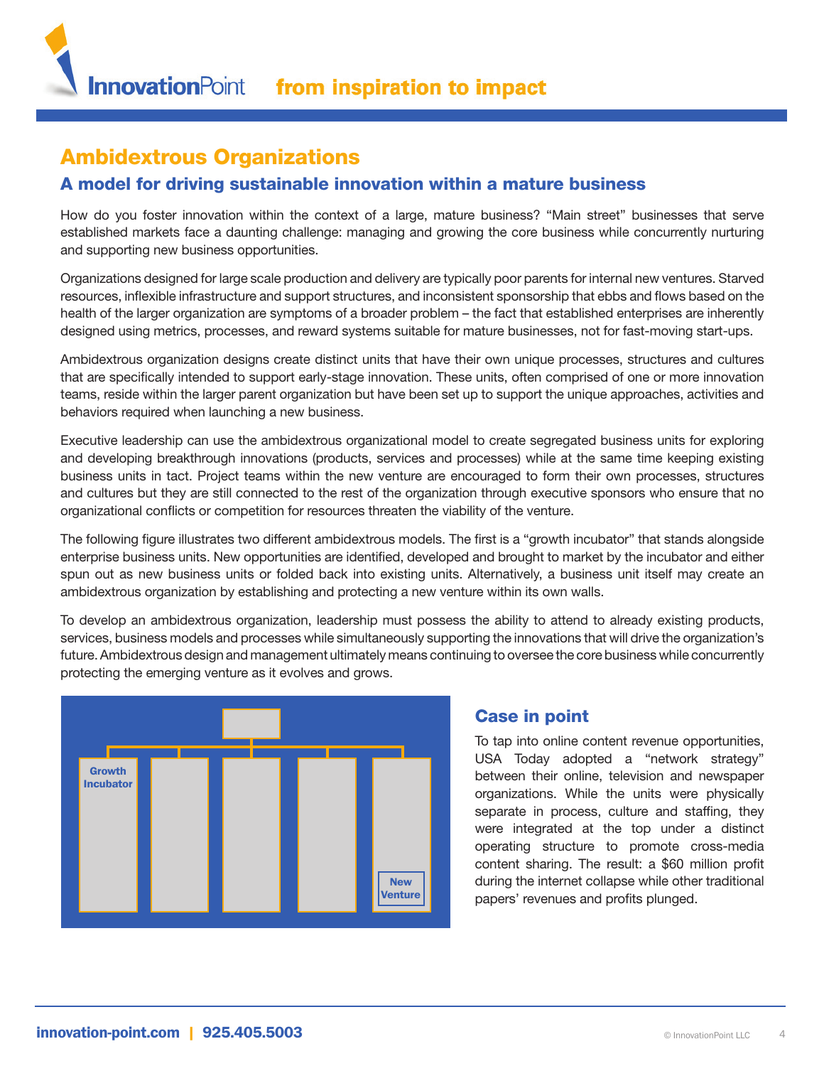## Ambidextrous Organizations

### A model for driving sustainable innovation within a mature business

How do you foster innovation within the context of a large, mature business? "Main street" businesses that serve established markets face a daunting challenge: managing and growing the core business while concurrently nurturing and supporting new business opportunities.

Organizations designed for large scale production and delivery are typically poor parents for internal new ventures. Starved resources, inflexible infrastructure and support structures, and inconsistent sponsorship that ebbs and flows based on the health of the larger organization are symptoms of a broader problem – the fact that established enterprises are inherently designed using metrics, processes, and reward systems suitable for mature businesses, not for fast-moving start-ups.

Ambidextrous organization designs create distinct units that have their own unique processes, structures and cultures that are specifically intended to support early-stage innovation. These units, often comprised of one or more innovation teams, reside within the larger parent organization but have been set up to support the unique approaches, activities and behaviors required when launching a new business.

Executive leadership can use the ambidextrous organizational model to create segregated business units for exploring and developing breakthrough innovations (products, services and processes) while at the same time keeping existing business units in tact. Project teams within the new venture are encouraged to form their own processes, structures and cultures but they are still connected to the rest of the organization through executive sponsors who ensure that no organizational conflicts or competition for resources threaten the viability of the venture.

The following figure illustrates two different ambidextrous models. The first is a "growth incubator" that stands alongside enterprise business units. New opportunities are identified, developed and brought to market by the incubator and either spun out as new business units or folded back into existing units. Alternatively, a business unit itself may create an ambidextrous organization by establishing and protecting a new venture within its own walls.

To develop an ambidextrous organization, leadership must possess the ability to attend to already existing products, services, business models and processes while simultaneously supporting the innovations that will drive the organization's future. Ambidextrous design and management ultimately means continuing to oversee the core business while concurrently protecting the emerging venture as it evolves and grows.

Growth Incubator

New Venture

### Case in point

To tap into online content revenue opportunities, USA Today adopted a "network strategy" between their online, television and newspaper organizations. While the units were physically separate in process, culture and staffing, they were integrated at the top under a distinct operating structure to promote cross-media content sharing. The result: a $60 million profit during the internet collapse while other traditional papers' revenues and profits plunged.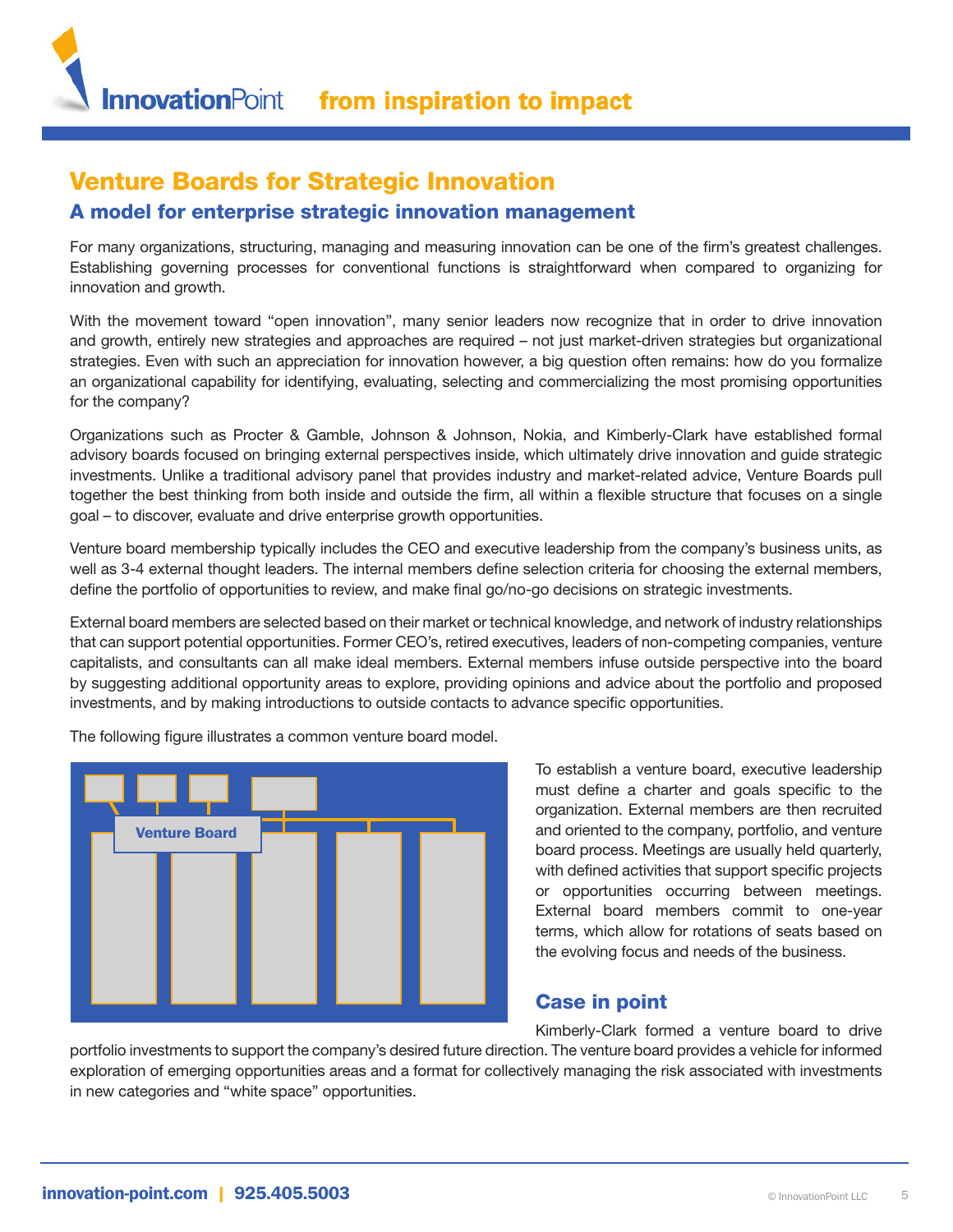# Venture Boards for Strategic Innovation

## A model for enterprise strategic innovation management

For many organizations, structuring, managing and measuring innovation can be one of the firm's greatest challenges. Establishing governing processes for conventional functions is straightforward when compared to organizing for innovation and growth.

With the movement toward "open innovation", many senior leaders now recognize that in order to drive innovation and growth, entirely new strategies and approaches are required – not just market-driven strategies but organizational strategies. Even with such an appreciation for innovation however, a big question often remains: how do you formalize an organizational capability for identifying, evaluating, selecting and commercializing the most promising opportunities for the company?

Organizations such as Procter & Gamble, Johnson & Johnson, Nokia, and Kimberly-Clark have established formal advisory boards focused on bringing external perspectives inside, which ultimately drive innovation and guide strategic investments. Unlike a traditional advisory panel that provides industry and market-related advice, Venture Boards pull together the best thinking from both inside and outside the firm, all within a flexible structure that focuses on a single goal – to discover, evaluate and drive enterprise growth opportunities.

Venture board membership typically includes the CEO and executive leadership from the company's business units, as well as 3-4 external thought leaders. The internal members define selection criteria for choosing the external members, define the portfolio of opportunities to review, and make final go/no-go decisions on strategic investments.

External board members are selected based on their market or technical knowledge, and network of industry relationships that can support potential opportunities. Former CEO's, retired executives, leaders of non-competing companies, venture capitalists, and consultants can all make ideal members. External members infuse outside perspective into the board by suggesting additional opportunity areas to explore, providing opinions and advice about the portfolio and proposed investments, and by making introductions to outside contacts to advance specific opportunities.

The following figure illustrates a common venture board model.

Venture Board

To establish a venture board, executive leadership must define a charter and goals specific to the organization. External members are then recruited and oriented to the company, portfolio, and venture board process. Meetings are usually held quarterly, with defined activities that support specific projects or opportunities occurring between meetings. External board members commit to one-year terms, which allow for rotations of seats based on the evolving focus and needs of the business.

### Case in point

Kimberly-Clark formed a venture board to drive portfolio investments to support the company's desired future direction. The venture board provides a vehicle for informed exploration of emerging opportunities areas and a format for collectively managing the risk associated with investments in new categories and "white space" opportunities.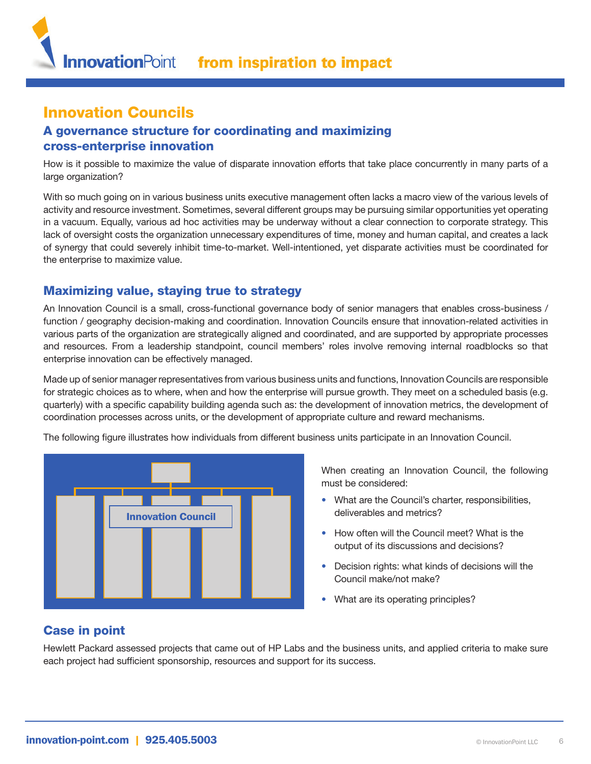# Innovation Councils

## A governance structure for coordinating and maximizing cross-enterprise innovation

How is it possible to maximize the value of disparate innovation efforts that take place concurrently in many parts of a large organization?

With so much going on in various business units executive management often lacks a macro view of the various levels of activity and resource investment. Sometimes, several different groups may be pursuing similar opportunities yet operating in a vacuum. Equally, various ad hoc activities may be underway without a clear connection to corporate strategy. This lack of oversight costs the organization unnecessary expenditures of time, money and human capital, and creates a lack of synergy that could severely inhibit time-to-market. Well-intentioned, yet disparate activities must be coordinated for the enterprise to maximize value.

## Maximizing value, staying true to strategy

An Innovation Council is a small, cross-functional governance body of senior managers that enables cross-business / function / geography decision-making and coordination. Innovation Councils ensure that innovation-related activities in various parts of the organization are strategically aligned and coordinated, and are supported by appropriate processes and resources. From a leadership standpoint, council members' roles involve removing internal roadblocks so that enterprise innovation can be effectively managed.

Made up of senior manager representatives from various business units and functions, Innovation Councils are responsible for strategic choices as to where, when and how the enterprise will pursue growth. They meet on a scheduled basis (e.g. quarterly) with a specific capability building agenda such as: the development of innovation metrics, the development of coordination processes across units, or the development of appropriate culture and reward mechanisms.

The following figure illustrates how individuals from different business units participate in an Innovation Council.

Innovation Council

When creating an Innovation Council, the following must be considered:

- What are the Council's charter, responsibilities, deliverables and metrics?
- How often will the Council meet? What is the output of its discussions and decisions?
- Decision rights: what kinds of decisions will the Council make/not make?
- What are its operating principles?

## Case in point

Hewlett Packard assessed projects that came out of HP Labs and the business units, and applied criteria to make sure each project had sufficient sponsorship, resources and support for its success.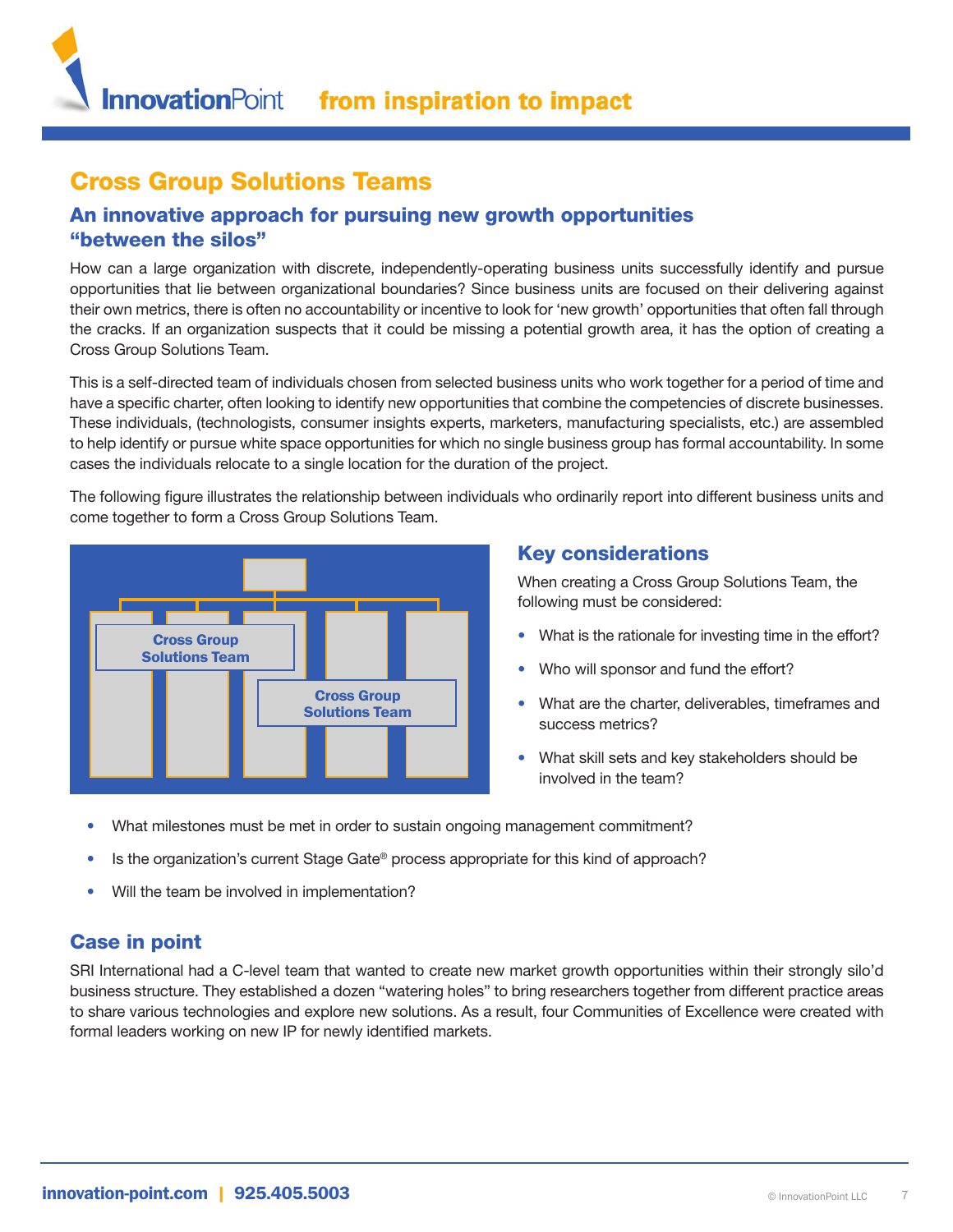# Cross Group Solutions Teams

## An innovative approach for pursuing new growth opportunities "between the silos"

How can a large organization with discrete, independently-operating business units successfully identify and pursue opportunities that lie between organizational boundaries? Since business units are focused on their delivering against their own metrics, there is often no accountability or incentive to look for 'new growth' opportunities that often fall through the cracks. If an organization suspects that it could be missing a potential growth area, it has the option of creating a Cross Group Solutions Team.

This is a self-directed team of individuals chosen from selected business units who work together for a period of time and have a specific charter, often looking to identify new opportunities that combine the competencies of discrete businesses. These individuals, (technologists, consumer insights experts, marketers, manufacturing specialists, etc.) are assembled to help identify or pursue white space opportunities for which no single business group has formal accountability. In some cases the individuals relocate to a single location for the duration of the project.

The following figure illustrates the relationship between individuals who ordinarily report into different business units and come together to form a Cross Group Solutions Team.

Cross Group Solutions Team

Cross Group Solutions Team

## Key considerations

When creating a Cross Group Solutions Team, the following must be considered:

- What is the rationale for investing time in the effort?
- Who will sponsor and fund the effort?
- What are the charter, deliverables, timeframes and success metrics?
- What skill sets and key stakeholders should be involved in the team?
- What milestones must be met in order to sustain ongoing management commitment?
- Is the organization's current Stage Gate® process appropriate for this kind of approach?
- Will the team be involved in implementation?

## Case in point

SRI International had a C-level team that wanted to create new market growth opportunities within their strongly silo'd business structure. They established a dozen "watering holes" to bring researchers together from different practice areas to share various technologies and explore new solutions. As a result, four Communities of Excellence were created with formal leaders working on new IP for newly identified markets.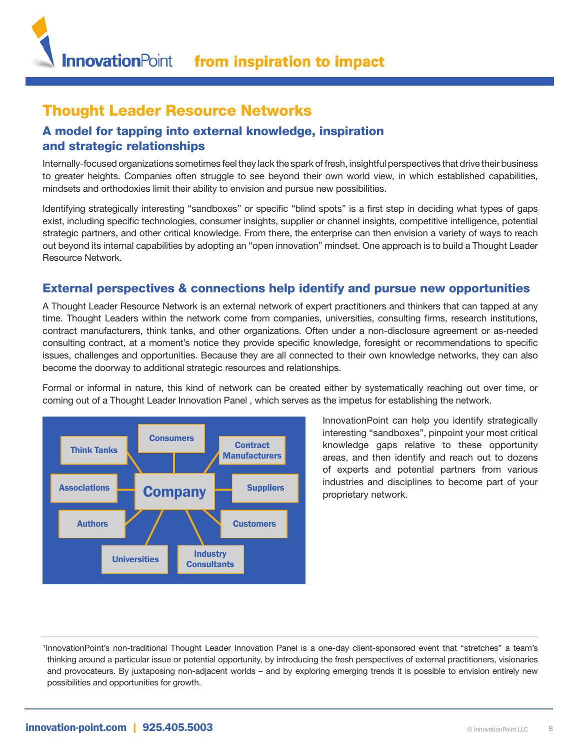# Thought Leader Resource Networks

## A model for tapping into external knowledge, inspiration and strategic relationships

Internally-focused organizations sometimes feel they lack the spark of fresh, insightful perspectives that drive their business to greater heights. Companies often struggle to see beyond their own world view, in which established capabilities, mindsets and orthodoxies limit their ability to envision and pursue new possibilities.

Identifying strategically interesting “sandboxes” or specific “blind spots” is a first step in deciding what types of gaps exist, including specific technologies, consumer insights, supplier or channel insights, competitive intelligence, potential strategic partners, and other critical knowledge. From there, the enterprise can then envision a variety of ways to reach out beyond its internal capabilities by adopting an “open innovation” mindset. One approach is to build a Thought Leader Resource Network.

## External perspectives & connections help identify and pursue new opportunities

A Thought Leader Resource Network is an external network of expert practitioners and thinkers that can tapped at any time. Thought Leaders within the network come from companies, universities, consulting firms, research institutions, contract manufacturers, think tanks, and other organizations. Often under a non-disclosure agreement or as-needed consulting contract, at a moment’s notice they provide specific knowledge, foresight or recommendations to specific issues, challenges and opportunities. Because they are all connected to their own knowledge networks, they can also become the doorway to additional strategic resources and relationships.

Formal or informal in nature, this kind of network can be created either by systematically reaching out over time, or coming out of a Thought Leader Innovation Panel , which serves as the impetus for establishing the network.

Think Tanks
Consumers
Contract Manufacturers
Associations
Company
Suppliers
Authors
Customers
Universities
Industry Consultants

InnovationPoint can help you identify strategically interesting “sandboxes”, pinpoint your most critical knowledge gaps relative to these opportunity areas, and then identify and reach out to dozens of experts and potential partners from various industries and disciplines to become part of your proprietary network.

[1]InnovationPoint’s non-traditional Thought Leader Innovation Panel is a one-day client-sponsored event that “stretches” a team’s thinking around a particular issue or potential opportunity, by introducing the fresh perspectives of external practitioners, visionaries and provocateurs. By juxtaposing non-adjacent worlds – and by exploring emerging trends it is possible to envision entirely new possibilities and opportunities for growth.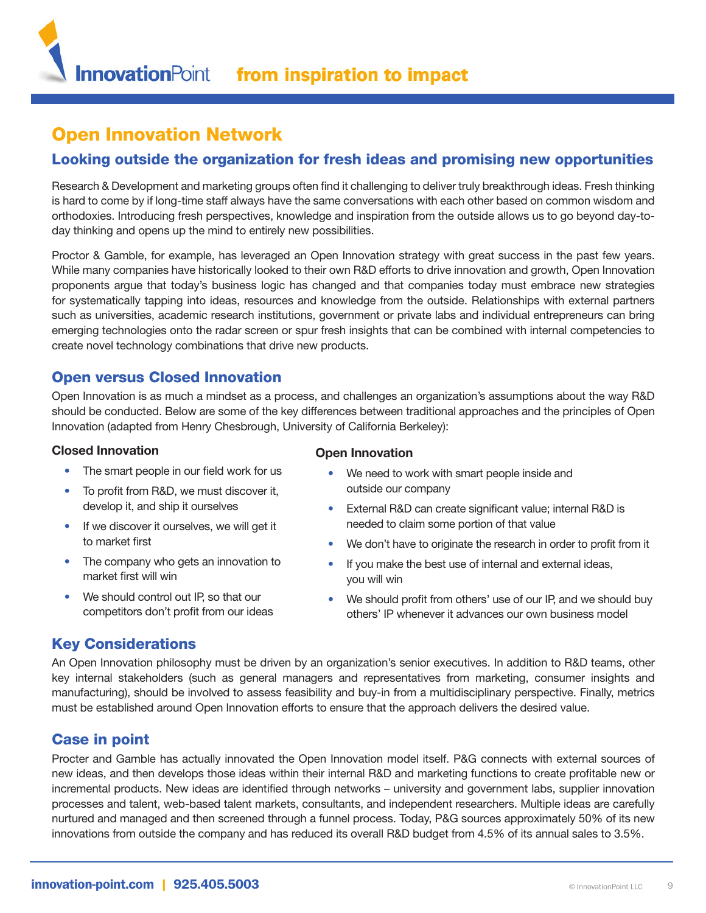# Open Innovation Network

## Looking outside the organization for fresh ideas and promising new opportunities

Research & Development and marketing groups often find it challenging to deliver truly breakthrough ideas. Fresh thinking is hard to come by if long-time staff always have the same conversations with each other based on common wisdom and orthodoxies. Introducing fresh perspectives, knowledge and inspiration from the outside allows us to go beyond day-to-day thinking and opens up the mind to entirely new possibilities.

Proctor & Gamble, for example, has leveraged an Open Innovation strategy with great success in the past few years. While many companies have historically looked to their own R&D efforts to drive innovation and growth, Open Innovation proponents argue that today's business logic has changed and that companies today must embrace new strategies for systematically tapping into ideas, resources and knowledge from the outside. Relationships with external partners such as universities, academic research institutions, government or private labs and individual entrepreneurs can bring emerging technologies onto the radar screen or spur fresh insights that can be combined with internal competencies to create novel technology combinations that drive new products.

## Open versus Closed Innovation

Open Innovation is as much a mindset as a process, and challenges an organization's assumptions about the way R&D should be conducted. Below are some of the key differences between traditional approaches and the principles of Open Innovation (adapted from Henry Chesbrough, University of California Berkeley):

**Closed Innovation**

- The smart people in our field work for us
- To profit from R&D, we must discover it, develop it, and ship it ourselves
- If we discover it ourselves, we will get it to market first
- The company who gets an innovation to market first will win
- We should control out IP, so that our competitors don't profit from our ideas

**Open Innovation**

- We need to work with smart people inside and outside our company
- External R&D can create significant value; internal R&D is needed to claim some portion of that value
- We don't have to originate the research in order to profit from it
- If you make the best use of internal and external ideas, you will win
- We should profit from others' use of our IP, and we should buy others' IP whenever it advances our own business model

## Key Considerations

An Open Innovation philosophy must be driven by an organization's senior executives. In addition to R&D teams, other key internal stakeholders (such as general managers and representatives from marketing, consumer insights and manufacturing), should be involved to assess feasibility and buy-in from a multidisciplinary perspective. Finally, metrics must be established around Open Innovation efforts to ensure that the approach delivers the desired value.

## Case in point

Procter and Gamble has actually innovated the Open Innovation model itself. P&G connects with external sources of new ideas, and then develops those ideas within their internal R&D and marketing functions to create profitable new or incremental products. New ideas are identified through networks – university and government labs, supplier innovation processes and talent, web-based talent markets, consultants, and independent researchers. Multiple ideas are carefully nurtured and managed and then screened through a funnel process. Today, P&G sources approximately 50% of its new innovations from outside the company and has reduced its overall R&D budget from 4.5% of its annual sales to 3.5%.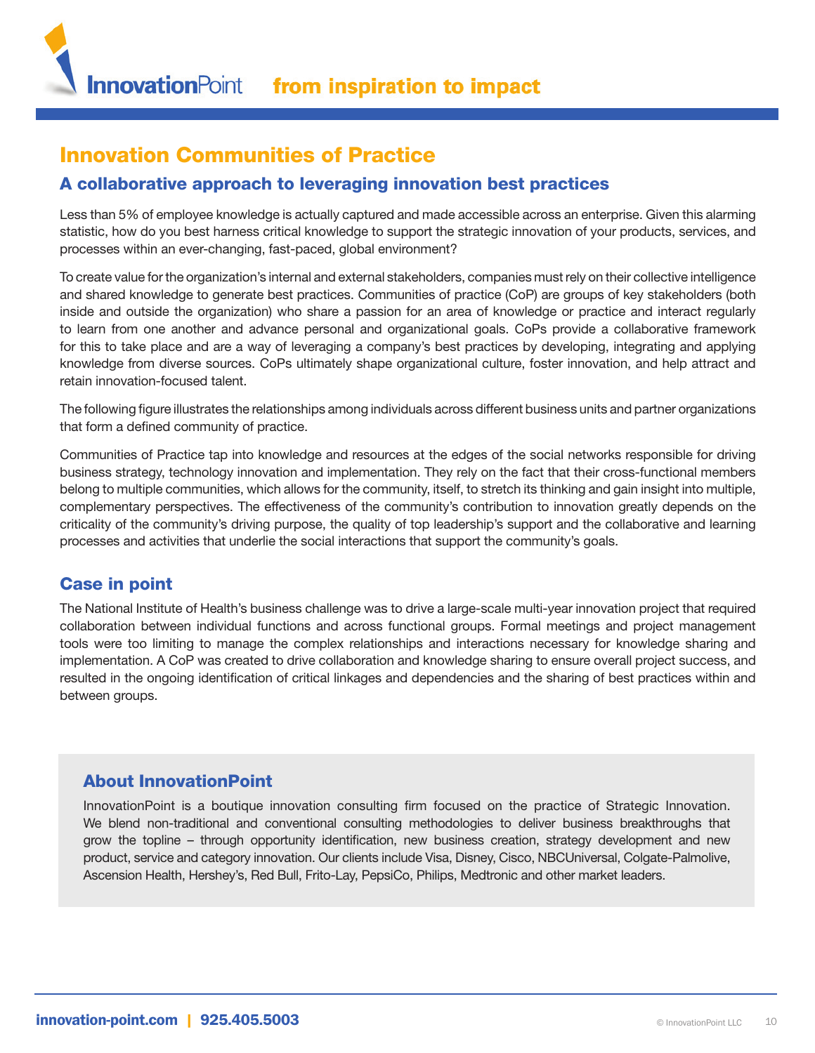# Innovation Communities of Practice

## A collaborative approach to leveraging innovation best practices

Less than 5% of employee knowledge is actually captured and made accessible across an enterprise. Given this alarming statistic, how do you best harness critical knowledge to support the strategic innovation of your products, services, and processes within an ever-changing, fast-paced, global environment?

To create value for the organization's internal and external stakeholders, companies must rely on their collective intelligence and shared knowledge to generate best practices. Communities of practice (CoP) are groups of key stakeholders (both inside and outside the organization) who share a passion for an area of knowledge or practice and interact regularly to learn from one another and advance personal and organizational goals. CoPs provide a collaborative framework for this to take place and are a way of leveraging a company's best practices by developing, integrating and applying knowledge from diverse sources. CoPs ultimately shape organizational culture, foster innovation, and help attract and retain innovation-focused talent.

The following figure illustrates the relationships among individuals across different business units and partner organizations that form a defined community of practice.

Communities of Practice tap into knowledge and resources at the edges of the social networks responsible for driving business strategy, technology innovation and implementation. They rely on the fact that their cross-functional members belong to multiple communities, which allows for the community, itself, to stretch its thinking and gain insight into multiple, complementary perspectives. The effectiveness of the community's contribution to innovation greatly depends on the criticality of the community's driving purpose, the quality of top leadership's support and the collaborative and learning processes and activities that underlie the social interactions that support the community's goals.

## Case in point

The National Institute of Health's business challenge was to drive a large-scale multi-year innovation project that required collaboration between individual functions and across functional groups. Formal meetings and project management tools were too limiting to manage the complex relationships and interactions necessary for knowledge sharing and implementation. A CoP was created to drive collaboration and knowledge sharing to ensure overall project success, and resulted in the ongoing identification of critical linkages and dependencies and the sharing of best practices within and between groups.

## About InnovationPoint

InnovationPoint is a boutique innovation consulting firm focused on the practice of Strategic Innovation. We blend non-traditional and conventional consulting methodologies to deliver business breakthroughs that grow the topline – through opportunity identification, new business creation, strategy development and new product, service and category innovation. Our clients include Visa, Disney, Cisco, NBCUniversal, Colgate-Palmolive, Ascension Health, Hershey's, Red Bull, Frito-Lay, PepsiCo, Philips, Medtronic and other market leaders.